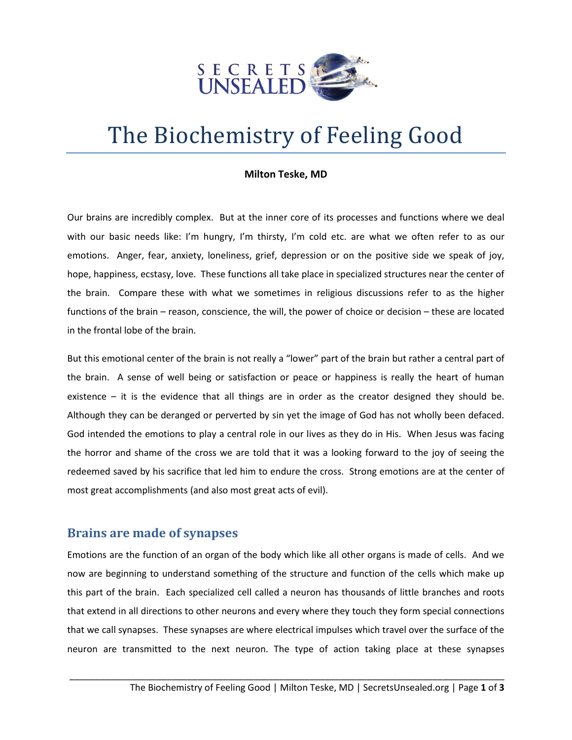# The Biochemistry of Feeling Good

**Milton Teske, MD**

Our brains are incredibly complex. But at the inner core of its processes and functions where we deal with our basic needs like: I'm hungry, I'm thirsty, I'm cold etc. are what we often refer to as our emotions. Anger, fear, anxiety, loneliness, grief, depression or on the positive side we speak of joy, hope, happiness, ecstasy, love. These functions all take place in specialized structures near the center of the brain. Compare these with what we sometimes in religious discussions refer to as the higher functions of the brain – reason, conscience, the will, the power of choice or decision – these are located in the frontal lobe of the brain.

But this emotional center of the brain is not really a "lower" part of the brain but rather a central part of the brain. A sense of well being or satisfaction or peace or happiness is really the heart of human existence – it is the evidence that all things are in order as the creator designed they should be. Although they can be deranged or perverted by sin yet the image of God has not wholly been defaced. God intended the emotions to play a central role in our lives as they do in His. When Jesus was facing the horror and shame of the cross we are told that it was a looking forward to the joy of seeing the redeemed saved by his sacrifice that led him to endure the cross. Strong emotions are at the center of most great accomplishments (and also most great acts of evil).

## Brains are made of synapses

Emotions are the function of an organ of the body which like all other organs is made of cells. And we now are beginning to understand something of the structure and function of the cells which make up this part of the brain. Each specialized cell called a neuron has thousands of little branches and roots that extend in all directions to other neurons and every where they touch they form special connections that we call synapses. These synapses are where electrical impulses which travel over the surface of the neuron are transmitted to the next neuron. The type of action taking place at these synapses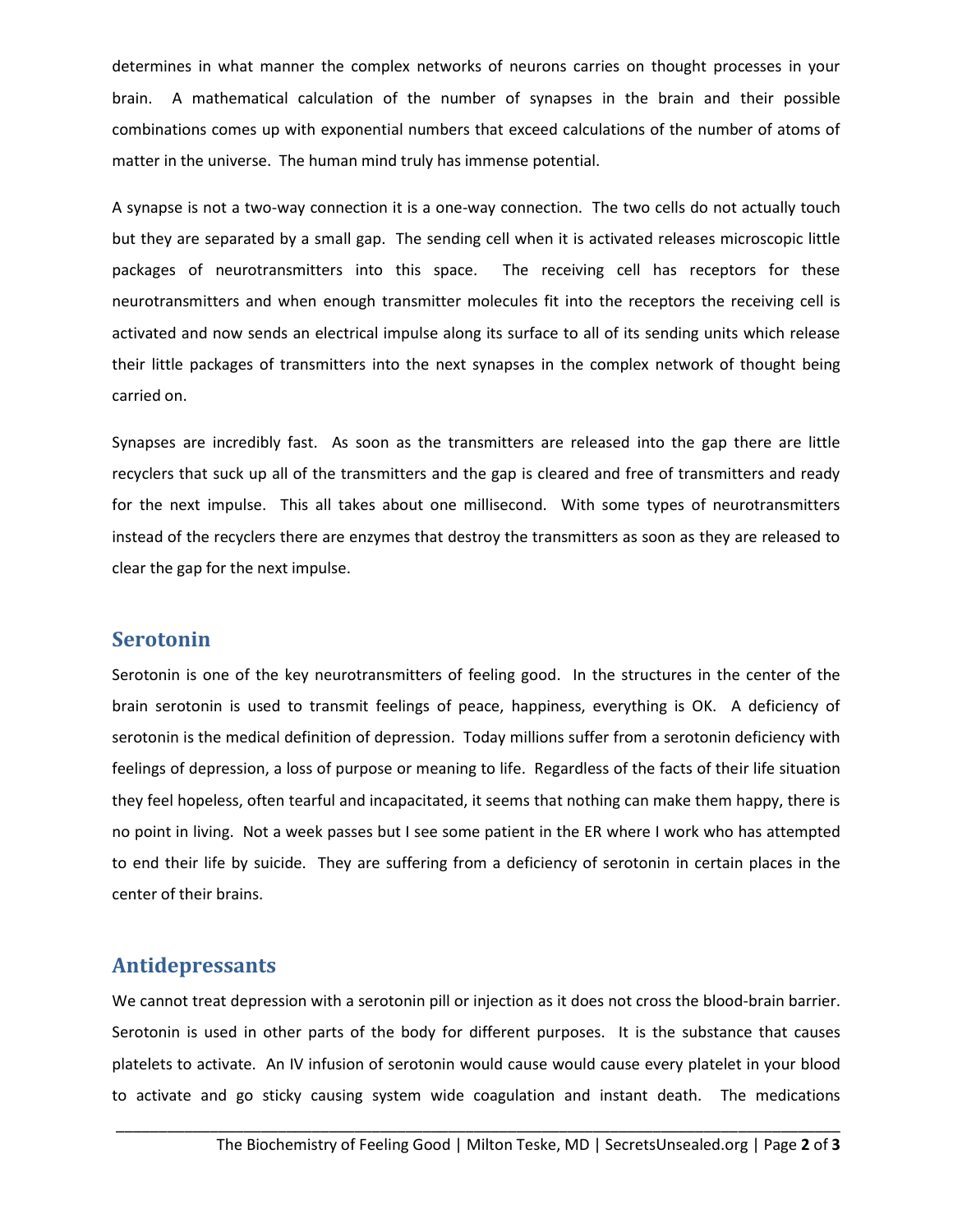determines in what manner the complex networks of neurons carries on thought processes in your brain. A mathematical calculation of the number of synapses in the brain and their possible combinations comes up with exponential numbers that exceed calculations of the number of atoms of matter in the universe. The human mind truly has immense potential.

A synapse is not a two-way connection it is a one-way connection. The two cells do not actually touch but they are separated by a small gap. The sending cell when it is activated releases microscopic little packages of neurotransmitters into this space. The receiving cell has receptors for these neurotransmitters and when enough transmitter molecules fit into the receptors the receiving cell is activated and now sends an electrical impulse along its surface to all of its sending units which release their little packages of transmitters into the next synapses in the complex network of thought being carried on.

Synapses are incredibly fast. As soon as the transmitters are released into the gap there are little recyclers that suck up all of the transmitters and the gap is cleared and free of transmitters and ready for the next impulse. This all takes about one millisecond. With some types of neurotransmitters instead of the recyclers there are enzymes that destroy the transmitters as soon as they are released to clear the gap for the next impulse.

## Serotonin

Serotonin is one of the key neurotransmitters of feeling good. In the structures in the center of the brain serotonin is used to transmit feelings of peace, happiness, everything is OK. A deficiency of serotonin is the medical definition of depression. Today millions suffer from a serotonin deficiency with feelings of depression, a loss of purpose or meaning to life. Regardless of the facts of their life situation they feel hopeless, often tearful and incapacitated, it seems that nothing can make them happy, there is no point in living. Not a week passes but I see some patient in the ER where I work who has attempted to end their life by suicide. They are suffering from a deficiency of serotonin in certain places in the center of their brains.

## Antidepressants

We cannot treat depression with a serotonin pill or injection as it does not cross the blood-brain barrier. Serotonin is used in other parts of the body for different purposes. It is the substance that causes platelets to activate. An IV infusion of serotonin would cause would cause every platelet in your blood to activate and go sticky causing system wide coagulation and instant death. The medications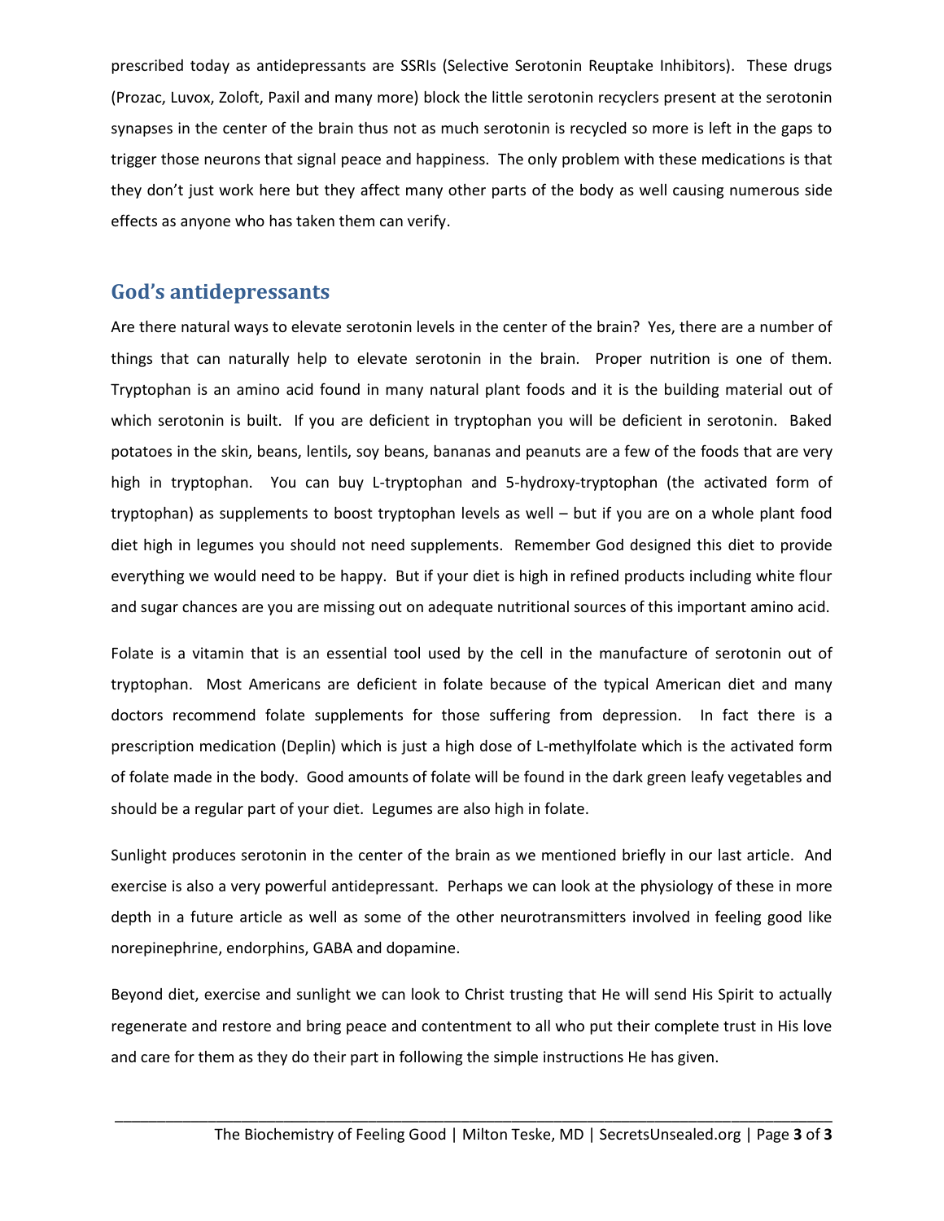prescribed today as antidepressants are SSRIs (Selective Serotonin Reuptake Inhibitors). These drugs (Prozac, Luvox, Zoloft, Paxil and many more) block the little serotonin recyclers present at the serotonin synapses in the center of the brain thus not as much serotonin is recycled so more is left in the gaps to trigger those neurons that signal peace and happiness. The only problem with these medications is that they don't just work here but they affect many other parts of the body as well causing numerous side effects as anyone who has taken them can verify.

## God's antidepressants

Are there natural ways to elevate serotonin levels in the center of the brain? Yes, there are a number of things that can naturally help to elevate serotonin in the brain. Proper nutrition is one of them. Tryptophan is an amino acid found in many natural plant foods and it is the building material out of which serotonin is built. If you are deficient in tryptophan you will be deficient in serotonin. Baked potatoes in the skin, beans, lentils, soy beans, bananas and peanuts are a few of the foods that are very high in tryptophan. You can buy L-tryptophan and 5-hydroxy-tryptophan (the activated form of tryptophan) as supplements to boost tryptophan levels as well – but if you are on a whole plant food diet high in legumes you should not need supplements. Remember God designed this diet to provide everything we would need to be happy. But if your diet is high in refined products including white flour and sugar chances are you are missing out on adequate nutritional sources of this important amino acid.

Folate is a vitamin that is an essential tool used by the cell in the manufacture of serotonin out of tryptophan. Most Americans are deficient in folate because of the typical American diet and many doctors recommend folate supplements for those suffering from depression. In fact there is a prescription medication (Deplin) which is just a high dose of L-methylfolate which is the activated form of folate made in the body. Good amounts of folate will be found in the dark green leafy vegetables and should be a regular part of your diet. Legumes are also high in folate.

Sunlight produces serotonin in the center of the brain as we mentioned briefly in our last article. And exercise is also a very powerful antidepressant. Perhaps we can look at the physiology of these in more depth in a future article as well as some of the other neurotransmitters involved in feeling good like norepinephrine, endorphins, GABA and dopamine.

Beyond diet, exercise and sunlight we can look to Christ trusting that He will send His Spirit to actually regenerate and restore and bring peace and contentment to all who put their complete trust in His love and care for them as they do their part in following the simple instructions He has given.